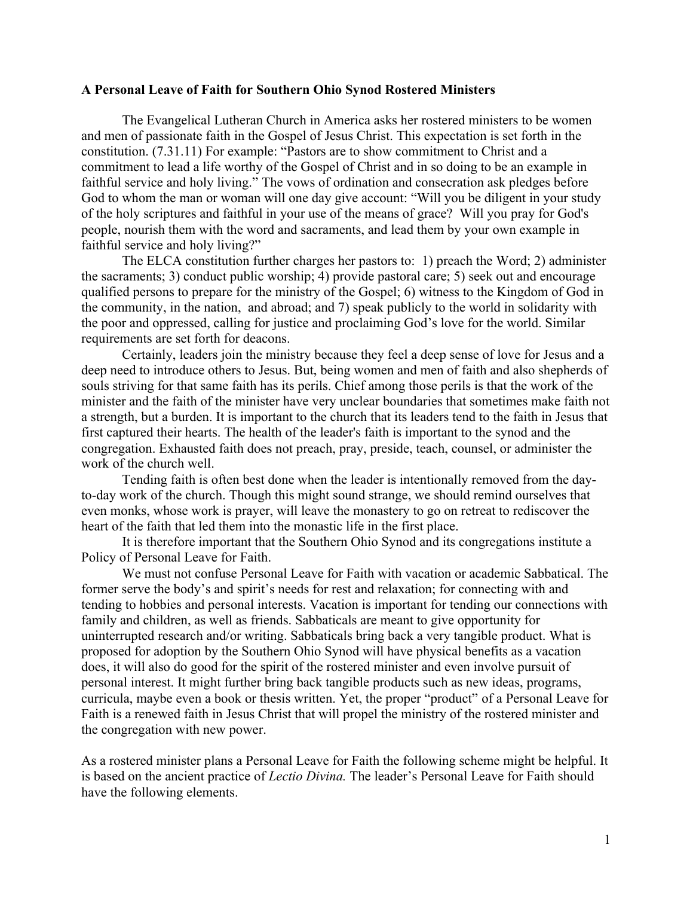**A Personal Leave of Faith for Southern Ohio Synod Rostered Ministers**

The Evangelical Lutheran Church in America asks her rostered ministers to be women and men of passionate faith in the Gospel of Jesus Christ. This expectation is set forth in the constitution. (7.31.11) For example: "Pastors are to show commitment to Christ and a commitment to lead a life worthy of the Gospel of Christ and in so doing to be an example in faithful service and holy living." The vows of ordination and consecration ask pledges before God to whom the man or woman will one day give account: "Will you be diligent in your study of the holy scriptures and faithful in your use of the means of grace? Will you pray for God's people, nourish them with the word and sacraments, and lead them by your own example in faithful service and holy living?"

The ELCA constitution further charges her pastors to: 1) preach the Word; 2) administer the sacraments; 3) conduct public worship; 4) provide pastoral care; 5) seek out and encourage qualified persons to prepare for the ministry of the Gospel; 6) witness to the Kingdom of God in the community, in the nation, and abroad; and 7) speak publicly to the world in solidarity with the poor and oppressed, calling for justice and proclaiming God's love for the world. Similar requirements are set forth for deacons.

Certainly, leaders join the ministry because they feel a deep sense of love for Jesus and a deep need to introduce others to Jesus. But, being women and men of faith and also shepherds of souls striving for that same faith has its perils. Chief among those perils is that the work of the minister and the faith of the minister have very unclear boundaries that sometimes make faith not a strength, but a burden. It is important to the church that its leaders tend to the faith in Jesus that first captured their hearts. The health of the leader's faith is important to the synod and the congregation. Exhausted faith does not preach, pray, preside, teach, counsel, or administer the work of the church well.

Tending faith is often best done when the leader is intentionally removed from the day-to-day work of the church. Though this might sound strange, we should remind ourselves that even monks, whose work is prayer, will leave the monastery to go on retreat to rediscover the heart of the faith that led them into the monastic life in the first place.

It is therefore important that the Southern Ohio Synod and its congregations institute a Policy of Personal Leave for Faith.

We must not confuse Personal Leave for Faith with vacation or academic Sabbatical. The former serve the body's and spirit's needs for rest and relaxation; for connecting with and tending to hobbies and personal interests. Vacation is important for tending our connections with family and children, as well as friends. Sabbaticals are meant to give opportunity for uninterrupted research and/or writing. Sabbaticals bring back a very tangible product. What is proposed for adoption by the Southern Ohio Synod will have physical benefits as a vacation does, it will also do good for the spirit of the rostered minister and even involve pursuit of personal interest. It might further bring back tangible products such as new ideas, programs, curricula, maybe even a book or thesis written. Yet, the proper "product" of a Personal Leave for Faith is a renewed faith in Jesus Christ that will propel the ministry of the rostered minister and the congregation with new power.

As a rostered minister plans a Personal Leave for Faith the following scheme might be helpful. It is based on the ancient practice of *Lectio Divina.* The leader's Personal Leave for Faith should have the following elements.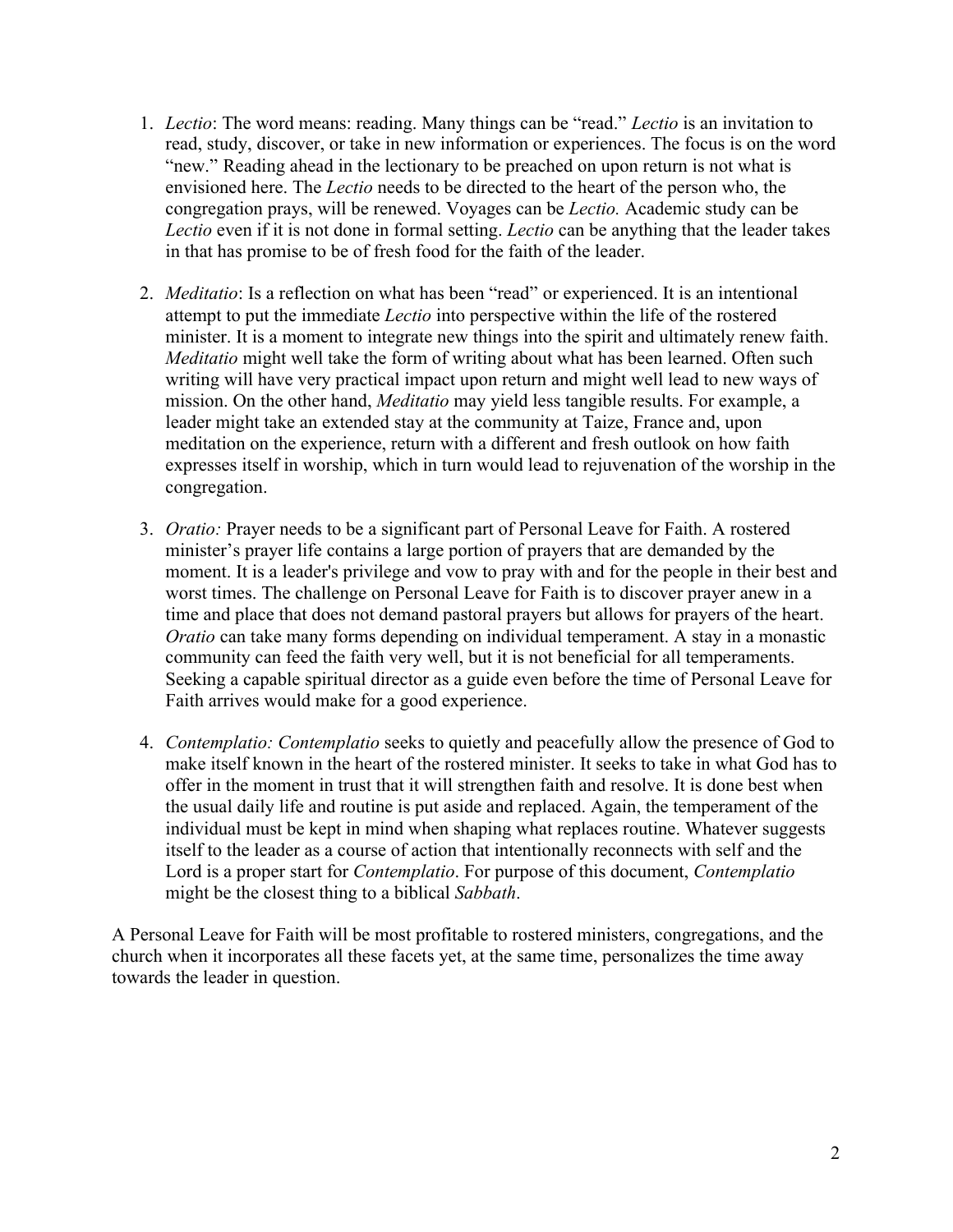1. *Lectio*: The word means: reading. Many things can be "read." *Lectio* is an invitation to read, study, discover, or take in new information or experiences. The focus is on the word "new." Reading ahead in the lectionary to be preached on upon return is not what is envisioned here. The *Lectio* needs to be directed to the heart of the person who, the congregation prays, will be renewed. Voyages can be *Lectio.* Academic study can be *Lectio* even if it is not done in formal setting. *Lectio* can be anything that the leader takes in that has promise to be of fresh food for the faith of the leader.

2. *Meditatio*: Is a reflection on what has been "read" or experienced. It is an intentional attempt to put the immediate *Lectio* into perspective within the life of the rostered minister. It is a moment to integrate new things into the spirit and ultimately renew faith. *Meditatio* might well take the form of writing about what has been learned. Often such writing will have very practical impact upon return and might well lead to new ways of mission. On the other hand, *Meditatio* may yield less tangible results. For example, a leader might take an extended stay at the community at Taize, France and, upon meditation on the experience, return with a different and fresh outlook on how faith expresses itself in worship, which in turn would lead to rejuvenation of the worship in the congregation.

3. *Oratio:* Prayer needs to be a significant part of Personal Leave for Faith. A rostered minister's prayer life contains a large portion of prayers that are demanded by the moment. It is a leader's privilege and vow to pray with and for the people in their best and worst times. The challenge on Personal Leave for Faith is to discover prayer anew in a time and place that does not demand pastoral prayers but allows for prayers of the heart. *Oratio* can take many forms depending on individual temperament. A stay in a monastic community can feed the faith very well, but it is not beneficial for all temperaments. Seeking a capable spiritual director as a guide even before the time of Personal Leave for Faith arrives would make for a good experience.

4. *Contemplatio: Contemplatio* seeks to quietly and peacefully allow the presence of God to make itself known in the heart of the rostered minister. It seeks to take in what God has to offer in the moment in trust that it will strengthen faith and resolve. It is done best when the usual daily life and routine is put aside and replaced. Again, the temperament of the individual must be kept in mind when shaping what replaces routine. Whatever suggests itself to the leader as a course of action that intentionally reconnects with self and the Lord is a proper start for *Contemplatio*. For purpose of this document, *Contemplatio* might be the closest thing to a biblical *Sabbath*.

A Personal Leave for Faith will be most profitable to rostered ministers, congregations, and the church when it incorporates all these facets yet, at the same time, personalizes the time away towards the leader in question.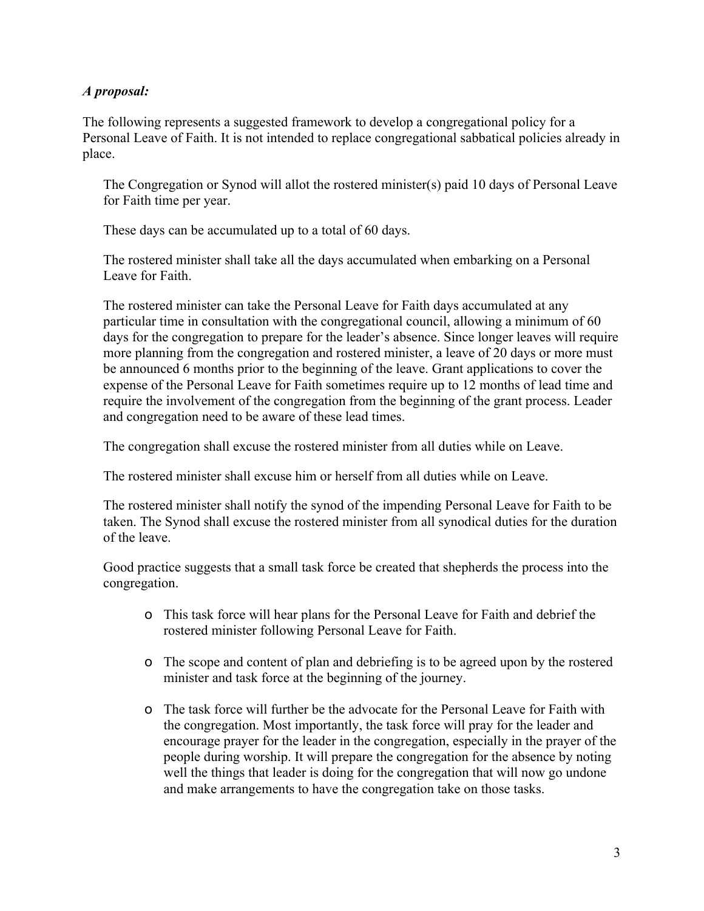***A proposal:***

The following represents a suggested framework to develop a congregational policy for a Personal Leave of Faith. It is not intended to replace congregational sabbatical policies already in place.

> The Congregation or Synod will allot the rostered minister(s) paid 10 days of Personal Leave for Faith time per year.
>
> These days can be accumulated up to a total of 60 days.
>
> The rostered minister shall take all the days accumulated when embarking on a Personal Leave for Faith.
>
> The rostered minister can take the Personal Leave for Faith days accumulated at any particular time in consultation with the congregational council, allowing a minimum of 60 days for the congregation to prepare for the leader's absence. Since longer leaves will require more planning from the congregation and rostered minister, a leave of 20 days or more must be announced 6 months prior to the beginning of the leave. Grant applications to cover the expense of the Personal Leave for Faith sometimes require up to 12 months of lead time and require the involvement of the congregation from the beginning of the grant process. Leader and congregation need to be aware of these lead times.
>
> The congregation shall excuse the rostered minister from all duties while on Leave.
>
> The rostered minister shall excuse him or herself from all duties while on Leave.
>
> The rostered minister shall notify the synod of the impending Personal Leave for Faith to be taken. The Synod shall excuse the rostered minister from all synodical duties for the duration of the leave.
>
> Good practice suggests that a small task force be created that shepherds the process into the congregation.
>
> - This task force will hear plans for the Personal Leave for Faith and debrief the rostered minister following Personal Leave for Faith.
> - The scope and content of plan and debriefing is to be agreed upon by the rostered minister and task force at the beginning of the journey.
> - The task force will further be the advocate for the Personal Leave for Faith with the congregation. Most importantly, the task force will pray for the leader and encourage prayer for the leader in the congregation, especially in the prayer of the people during worship. It will prepare the congregation for the absence by noting well the things that leader is doing for the congregation that will now go undone and make arrangements to have the congregation take on those tasks.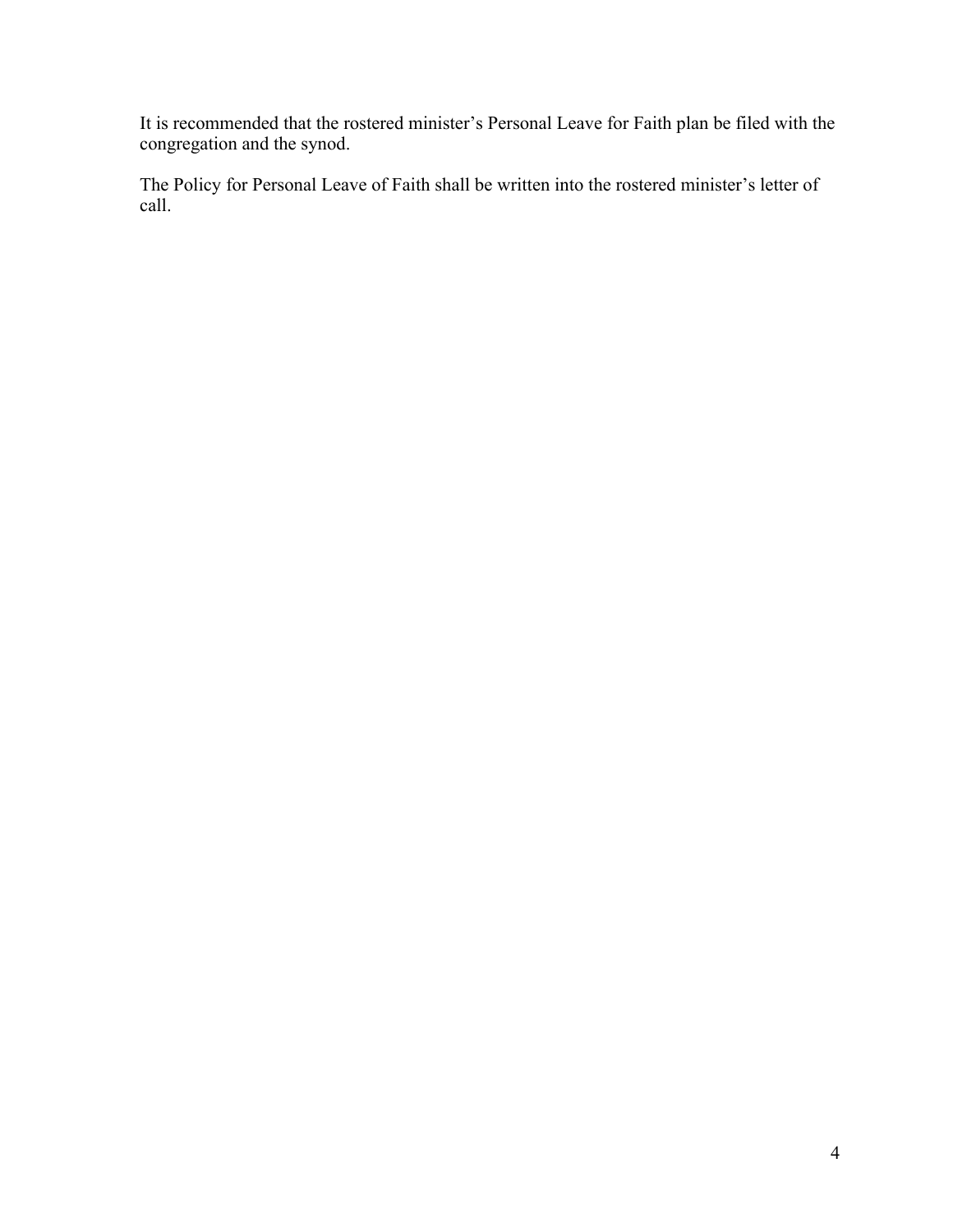It is recommended that the rostered minister's Personal Leave for Faith plan be filed with the congregation and the synod.

The Policy for Personal Leave of Faith shall be written into the rostered minister's letter of call.